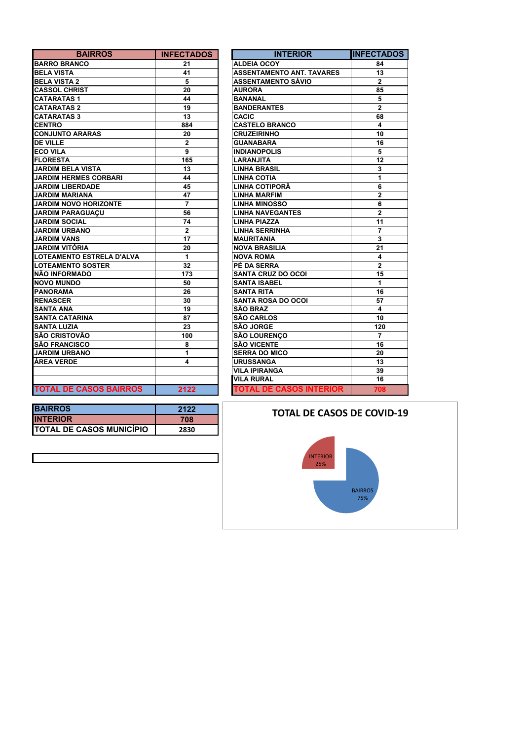| BAIRROS | INFECTADOS |
|---|---|
| BARRO BRANCO | 21 |
| BELA VISTA | 41 |
| BELA VISTA 2 | 5 |
| CASSOL CHRIST | 20 |
| CATARATAS 1 | 44 |
| CATARATAS 2 | 19 |
| CATARATAS 3 | 13 |
| CENTRO | 884 |
| CONJUNTO ARARAS | 20 |
| DE VILLE | 2 |
| ECO VILA | 9 |
| FLORESTA | 165 |
| JARDIM BELA VISTA | 13 |
| JARDIM HERMES CORBARI | 44 |
| JARDIM LIBERDADE | 45 |
| JARDIM MARIANA | 47 |
| JARDIM NOVO HORIZONTE | 7 |
| JARDIM PARAGUAÇU | 56 |
| JARDIM SOCIAL | 74 |
| JARDIM URBANO | 2 |
| JARDIM VANS | 17 |
| JARDIM VITÓRIA | 20 |
| LOTEAMENTO ESTRELA D'ALVA | 1 |
| LOTEAMENTO SOSTER | 32 |
| NÃO INFORMADO | 173 |
| NOVO MUNDO | 50 |
| PANORAMA | 26 |
| RENASCER | 30 |
| SANTA ANA | 19 |
| SANTA CATARINA | 87 |
| SANTA LUZIA | 23 |
| SÃO CRISTOVÃO | 100 |
| SÃO FRANCISCO | 8 |
| JARDIM URBANO | 1 |
| ÁREA VERDE | 4 |
| | |
| | |
| TOTAL DE CASOS BAIRROS | 2122 |

| INTERIOR | INFECTADOS |
|---|---|
| ALDEIA OCOY | 84 |
| ASSENTAMENTO ANT. TAVARES | 13 |
| ASSENTAMENTO SÁVIO | 2 |
| AURORA | 85 |
| BANANAL | 5 |
| BANDERANTES | 2 |
| CACIC | 68 |
| CASTELO BRANCO | 4 |
| CRUZEIRINHO | 10 |
| GUANABARA | 16 |
| INDIANOPOLIS | 5 |
| LARANJITA | 12 |
| LINHA BRASIL | 3 |
| LINHA COTIA | 1 |
| LINHA COTIPORÃ | 6 |
| LINHA MARFIM | 2 |
| LINHA MINOSSO | 6 |
| LINHA NAVEGANTES | 2 |
| LINHA PIAZZA | 11 |
| LINHA SERRINHA | 7 |
| MAURITANIA | 3 |
| NOVA BRASILIA | 21 |
| NOVA ROMA | 4 |
| PÉ DA SERRA | 2 |
| SANTA CRUZ DO OCOI | 15 |
| SANTA ISABEL | 1 |
| SANTA RITA | 16 |
| SANTA ROSA DO OCOI | 57 |
| SÃO BRAZ | 4 |
| SÃO CARLOS | 10 |
| SÃO JORGE | 120 |
| SÃO LOURENÇO | 7 |
| SÃO VICENTE | 16 |
| SERRA DO MICO | 20 |
| URUSSANGA | 13 |
| VILA IPIRANGA | 39 |
| VILA RURAL | 16 |
| TOTAL DE CASOS INTERIOR | 708 |

| | |
|---|---|
| BAIRROS | 2122 |
| INTERIOR | 708 |
| TOTAL DE CASOS MUNICÍPIO | 2830 |

**TOTAL DE CASOS DE COVID-19**

INTERIOR 25%

BAIRROS 75%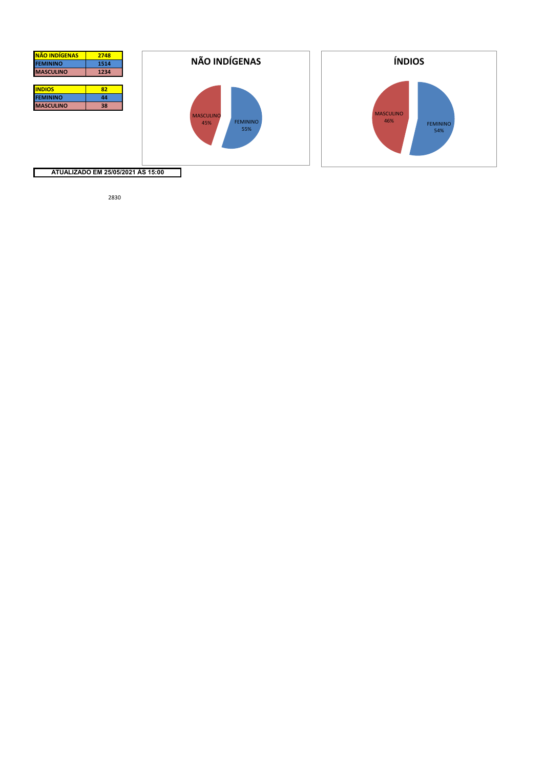| NÃO INDÍGENAS | 2748 |
| --- | --- |
| FEMININO | 1514 |
| MASCULINO | 1234 |

| INDIOS | 82 |
| --- | --- |
| FEMININO | 44 |
| MASCULINO | 38 |

**NÃO INDÍGENAS**

MASCULINO 45%

FEMININO 55%

**ÍNDIOS**

MASCULINO 46%

FEMININO 54%

**ATUALIZADO EM 25/05/2021 ÀS 15:00**

2830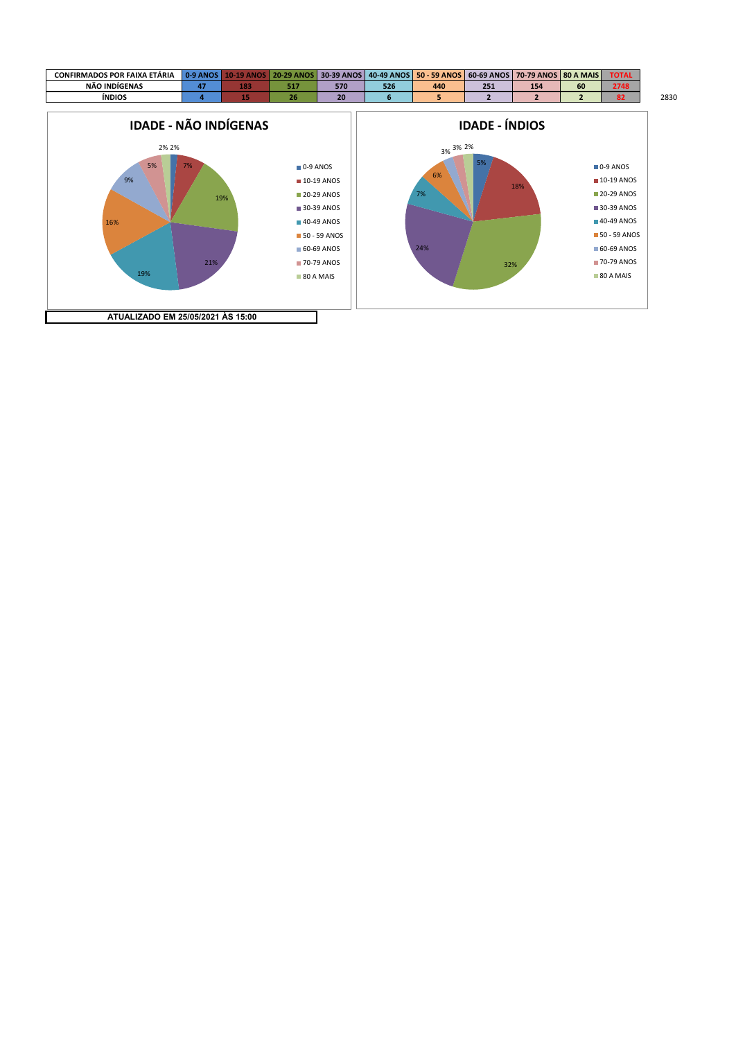| CONFIRMADOS POR FAIXA ETÁRIA | 0-9 ANOS | 10-19 ANOS | 20-29 ANOS | 30-39 ANOS | 40-49 ANOS | 50 - 59 ANOS | 60-69 ANOS | 70-79 ANOS | 80 A MAIS | TOTAL |
|---|---|---|---|---|---|---|---|---|---|---|
| NÃO INDÍGENAS | 47 | 183 | 517 | 570 | 526 | 440 | 251 | 154 | 60 | 2748 |
| ÍNDIOS | 4 | 15 | 26 | 20 | 6 | 5 | 2 | 2 | 2 | 82 |

2830

## IDADE - NÃO INDÍGENAS

| Faixa | % |
|---|---|
| 0-9 ANOS | 2% |
| 10-19 ANOS | 7% |
| 20-29 ANOS | 19% |
| 30-39 ANOS | 21% |
| 40-49 ANOS | 19% |
| 50 - 59 ANOS | 16% |
| 60-69 ANOS | 9% |
| 70-79 ANOS | 5% |
| 80 A MAIS | 2% |

## IDADE - ÍNDIOS

| Faixa | % |
|---|---|
| 0-9 ANOS | 5% |
| 10-19 ANOS | 18% |
| 20-29 ANOS | 32% |
| 30-39 ANOS | 24% |
| 40-49 ANOS | 7% |
| 50 - 59 ANOS | 6% |
| 60-69 ANOS | 3% |
| 70-79 ANOS | 3% |
| 80 A MAIS | 2% |

**ATUALIZADO EM 25/05/2021 ÀS 15:00**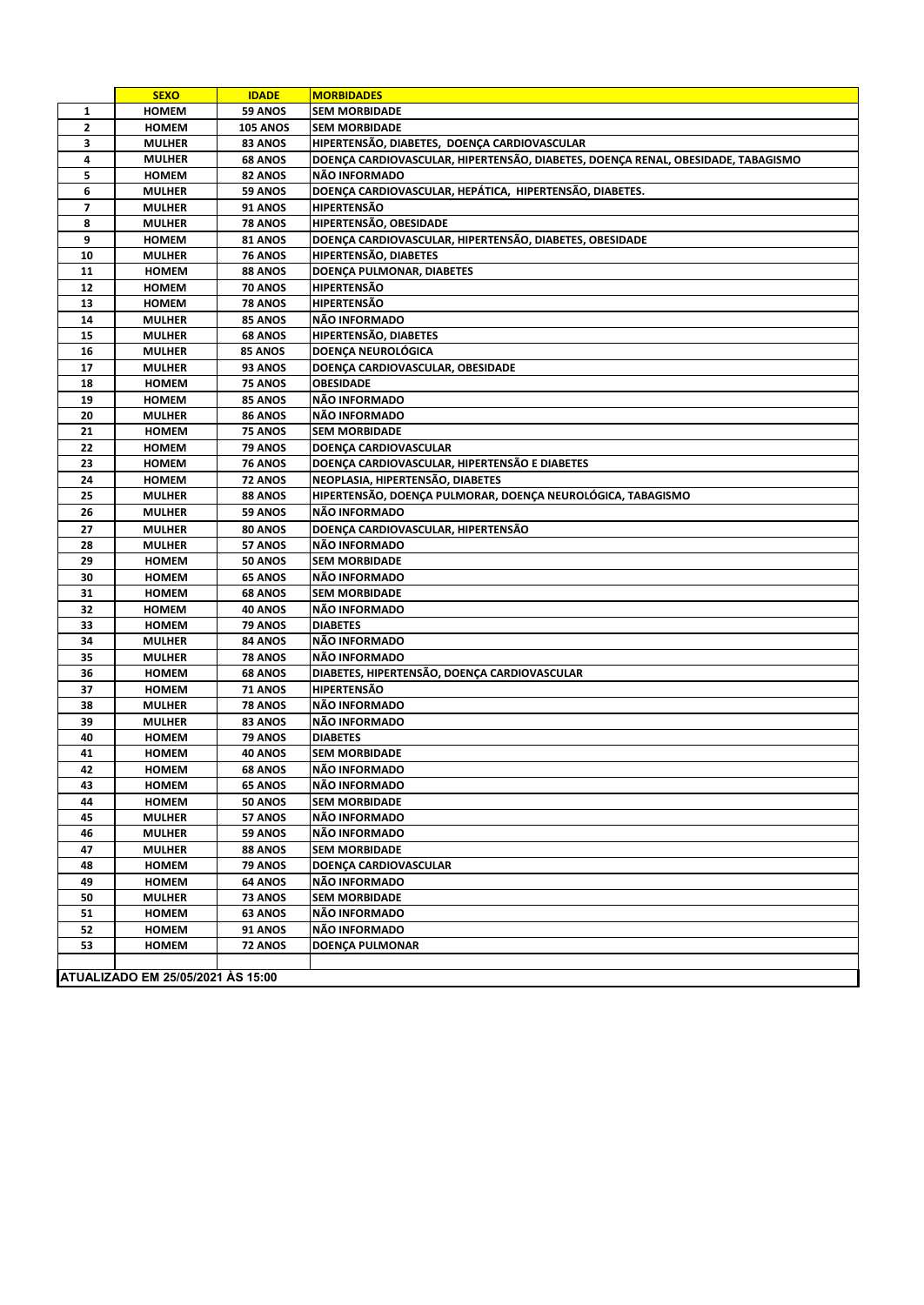| | SEXO | IDADE | MORBIDADES |
|---|---|---|---|
| 1 | HOMEM | 59 ANOS | SEM MORBIDADE |
| 2 | HOMEM | 105 ANOS | SEM MORBIDADE |
| 3 | MULHER | 83 ANOS | HIPERTENSÃO, DIABETES, DOENÇA CARDIOVASCULAR |
| 4 | MULHER | 68 ANOS | DOENÇA CARDIOVASCULAR, HIPERTENSÃO, DIABETES, DOENÇA RENAL, OBESIDADE, TABAGISMO |
| 5 | HOMEM | 82 ANOS | NÃO INFORMADO |
| 6 | MULHER | 59 ANOS | DOENÇA CARDIOVASCULAR, HEPÁTICA, HIPERTENSÃO, DIABETES. |
| 7 | MULHER | 91 ANOS | HIPERTENSÃO |
| 8 | MULHER | 78 ANOS | HIPERTENSÃO, OBESIDADE |
| 9 | HOMEM | 81 ANOS | DOENÇA CARDIOVASCULAR, HIPERTENSÃO, DIABETES, OBESIDADE |
| 10 | MULHER | 76 ANOS | HIPERTENSÃO, DIABETES |
| 11 | HOMEM | 88 ANOS | DOENÇA PULMONAR, DIABETES |
| 12 | HOMEM | 70 ANOS | HIPERTENSÃO |
| 13 | HOMEM | 78 ANOS | HIPERTENSÃO |
| 14 | MULHER | 85 ANOS | NÃO INFORMADO |
| 15 | MULHER | 68 ANOS | HIPERTENSÃO, DIABETES |
| 16 | MULHER | 85 ANOS | DOENÇA NEUROLÓGICA |
| 17 | MULHER | 93 ANOS | DOENÇA CARDIOVASCULAR, OBESIDADE |
| 18 | HOMEM | 75 ANOS | OBESIDADE |
| 19 | HOMEM | 85 ANOS | NÃO INFORMADO |
| 20 | MULHER | 86 ANOS | NÃO INFORMADO |
| 21 | HOMEM | 75 ANOS | SEM MORBIDADE |
| 22 | HOMEM | 79 ANOS | DOENÇA CARDIOVASCULAR |
| 23 | HOMEM | 76 ANOS | DOENÇA CARDIOVASCULAR, HIPERTENSÃO E DIABETES |
| 24 | HOMEM | 72 ANOS | NEOPLASIA, HIPERTENSÃO, DIABETES |
| 25 | MULHER | 88 ANOS | HIPERTENSÃO, DOENÇA PULMORAR, DOENÇA NEUROLÓGICA, TABAGISMO |
| 26 | MULHER | 59 ANOS | NÃO INFORMADO |
| 27 | MULHER | 80 ANOS | DOENÇA CARDIOVASCULAR, HIPERTENSÃO |
| 28 | MULHER | 57 ANOS | NÃO INFORMADO |
| 29 | HOMEM | 50 ANOS | SEM MORBIDADE |
| 30 | HOMEM | 65 ANOS | NÃO INFORMADO |
| 31 | HOMEM | 68 ANOS | SEM MORBIDADE |
| 32 | HOMEM | 40 ANOS | NÃO INFORMADO |
| 33 | HOMEM | 79 ANOS | DIABETES |
| 34 | MULHER | 84 ANOS | NÃO INFORMADO |
| 35 | MULHER | 78 ANOS | NÃO INFORMADO |
| 36 | HOMEM | 68 ANOS | DIABETES, HIPERTENSÃO, DOENÇA CARDIOVASCULAR |
| 37 | HOMEM | 71 ANOS | HIPERTENSÃO |
| 38 | MULHER | 78 ANOS | NÃO INFORMADO |
| 39 | MULHER | 83 ANOS | NÃO INFORMADO |
| 40 | HOMEM | 79 ANOS | DIABETES |
| 41 | HOMEM | 40 ANOS | SEM MORBIDADE |
| 42 | HOMEM | 68 ANOS | NÃO INFORMADO |
| 43 | HOMEM | 65 ANOS | NÃO INFORMADO |
| 44 | HOMEM | 50 ANOS | SEM MORBIDADE |
| 45 | MULHER | 57 ANOS | NÃO INFORMADO |
| 46 | MULHER | 59 ANOS | NÃO INFORMADO |
| 47 | MULHER | 88 ANOS | SEM MORBIDADE |
| 48 | HOMEM | 79 ANOS | DOENÇA CARDIOVASCULAR |
| 49 | HOMEM | 64 ANOS | NÃO INFORMADO |
| 50 | MULHER | 73 ANOS | SEM MORBIDADE |
| 51 | HOMEM | 63 ANOS | NÃO INFORMADO |
| 52 | HOMEM | 91 ANOS | NÃO INFORMADO |
| 53 | HOMEM | 72 ANOS | DOENÇA PULMONAR |

**ATUALIZADO EM 25/05/2021 ÀS 15:00**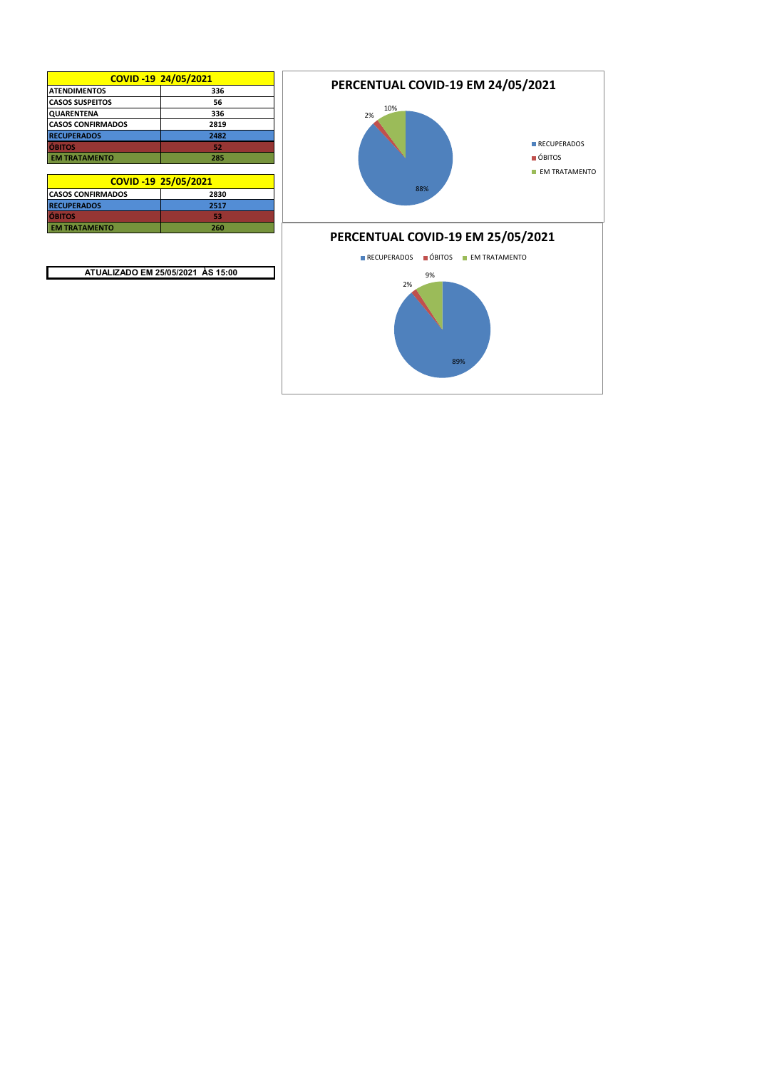| COVID -19 24/05/2021 | |
|---|---|
| ATENDIMENTOS | 336 |
| CASOS SUSPEITOS | 56 |
| QUARENTENA | 336 |
| CASOS CONFIRMADOS | 2819 |
| RECUPERADOS | 2482 |
| ÓBITOS | 52 |
| EM TRATAMENTO | 285 |

| COVID -19 25/05/2021 | |
|---|---|
| CASOS CONFIRMADOS | 2830 |
| RECUPERADOS | 2517 |
| ÓBITOS | 53 |
| EM TRATAMENTO | 260 |

**ATUALIZADO EM 25/05/2021 ÀS 15:00**

## PERCENTUAL COVID-19 EM 24/05/2021

88%
2%
10%

RECUPERADOS
ÓBITOS
EM TRATAMENTO

## PERCENTUAL COVID-19 EM 25/05/2021

RECUPERADOS
ÓBITOS
EM TRATAMENTO

89%
2%
9%